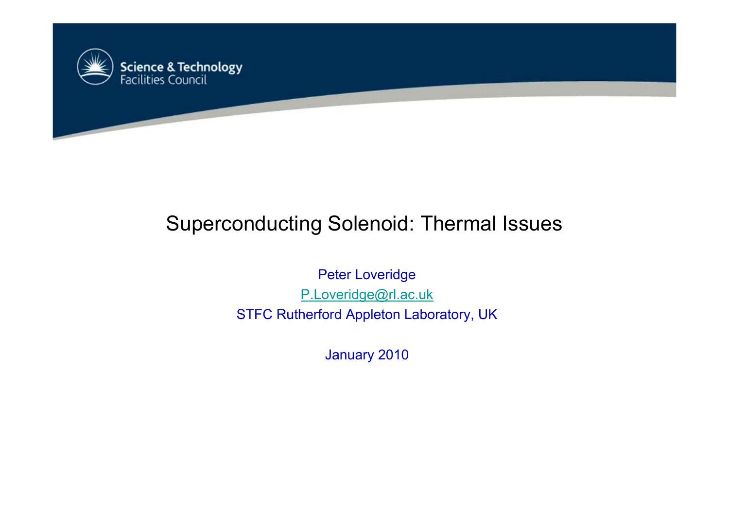Science & Technology Facilities Council

# Superconducting Solenoid: Thermal Issues

Peter Loveridge

P.Loveridge@rl.ac.uk

STFC Rutherford Appleton Laboratory, UK

January 2010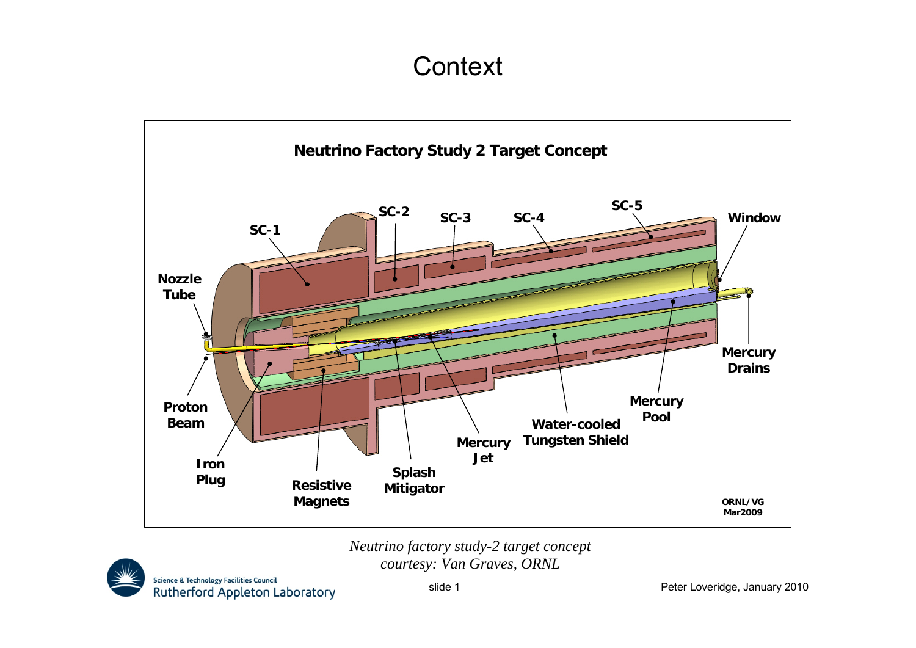# Context

**Neutrino Factory Study 2 Target Concept**

SC-1, SC-2, SC-3, SC-4, SC-5, Window, Nozzle Tube, Mercury Drains, Proton Beam, Iron Plug, Resistive Magnets, Splash Mitigator, Mercury Jet, Water-cooled Tungsten Shield, Mercury Pool

ORNL/VG Mar2009

*Neutrino factory study-2 target concept*
*courtesy: Van Graves, ORNL*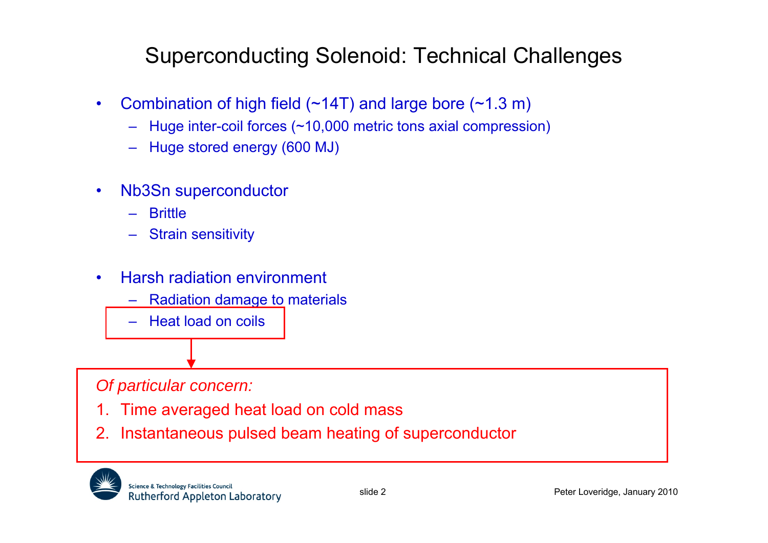# Superconducting Solenoid: Technical Challenges

- Combination of high field (~14T) and large bore (~1.3 m)
  - Huge inter-coil forces (~10,000 metric tons axial compression)
  - Huge stored energy (600 MJ)
- $Nb_3Sn$ superconductor
  - Brittle
  - Strain sensitivity
- Harsh radiation environment
  - Radiation damage to materials
  - Heat load on coils

*Of particular concern:*

1. Time averaged heat load on cold mass
2. Instantaneous pulsed beam heating of superconductor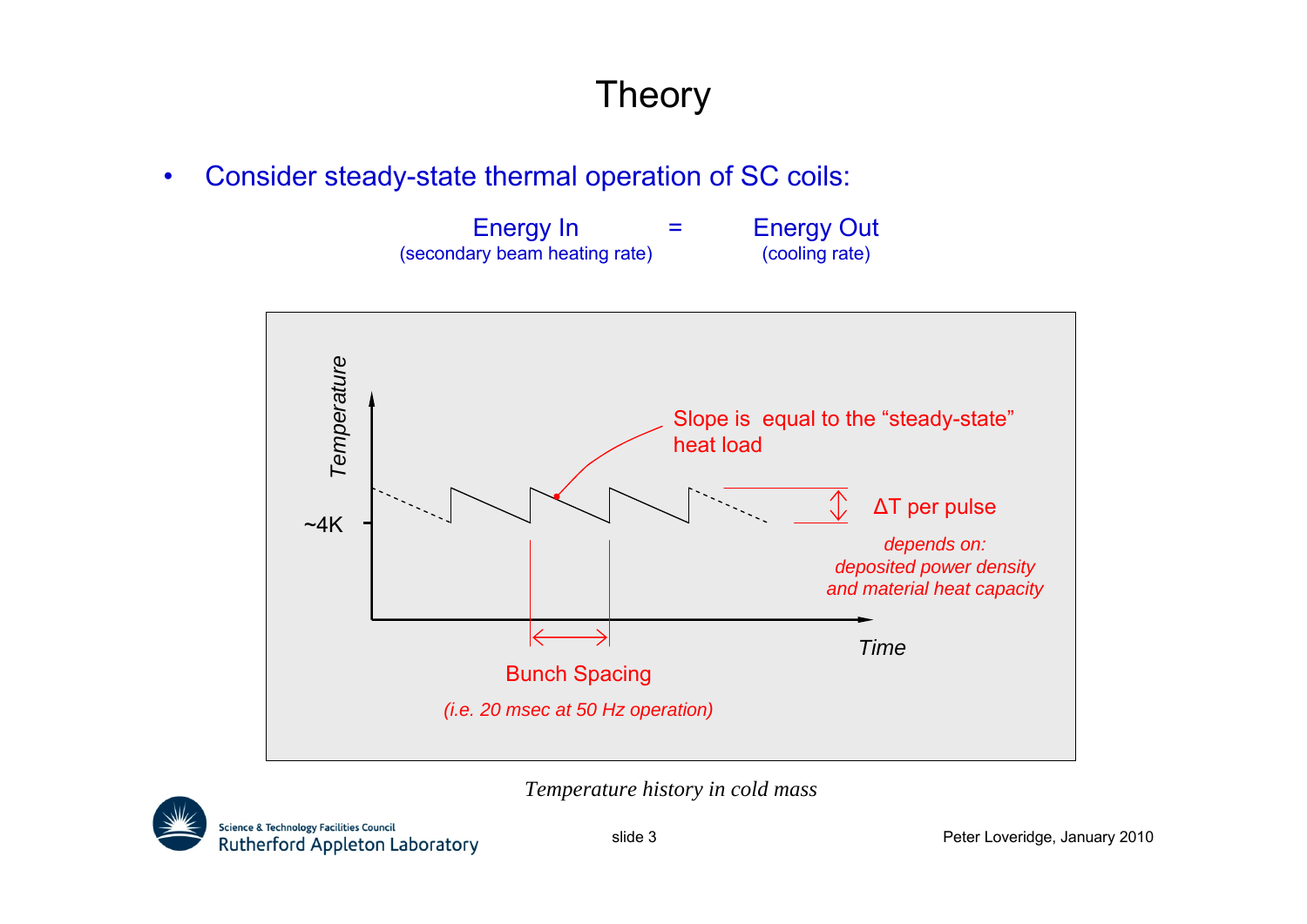# Theory

- Consider steady-state thermal operation of SC coils:

| Energy In | = | Energy Out |
|---|---|---|
| (secondary beam heating rate) | | (cooling rate) |

Temperature

~4K

Slope is equal to the "steady-state" heat load

ΔT per pulse

*depends on: deposited power density and material heat capacity*

Time

Bunch Spacing

*(i.e. 20 msec at 50 Hz operation)*

*Temperature history in cold mass*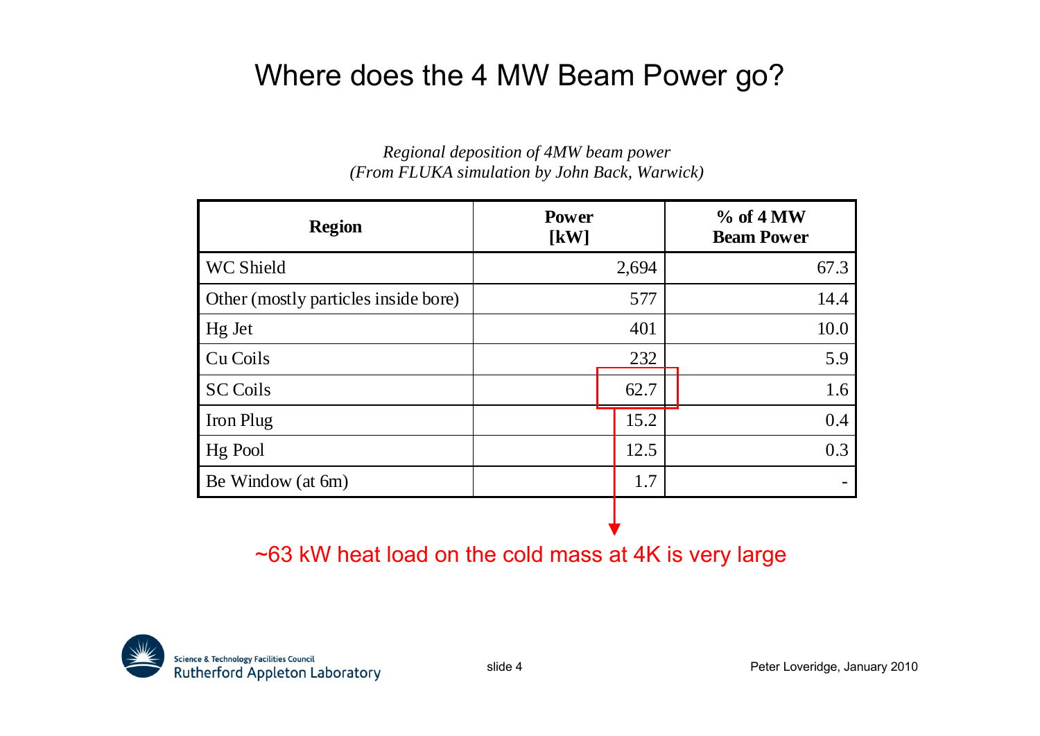# Where does the 4 MW Beam Power go?

*Regional deposition of 4MW beam power*
*(From FLUKA simulation by John Back, Warwick)*

| Region | Power [kW] | % of 4 MW Beam Power |
|---|---|---|
| WC Shield | 2,694 | 67.3 |
| Other (mostly particles inside bore) | 577 | 14.4 |
| Hg Jet | 401 | 10.0 |
| Cu Coils | 232 | 5.9 |
| SC Coils | 62.7 | 1.6 |
| Iron Plug | 15.2 | 0.4 |
| Hg Pool | 12.5 | 0.3 |
| Be Window (at 6m) | 1.7 | - |

~63 kW heat load on the cold mass at 4K is very large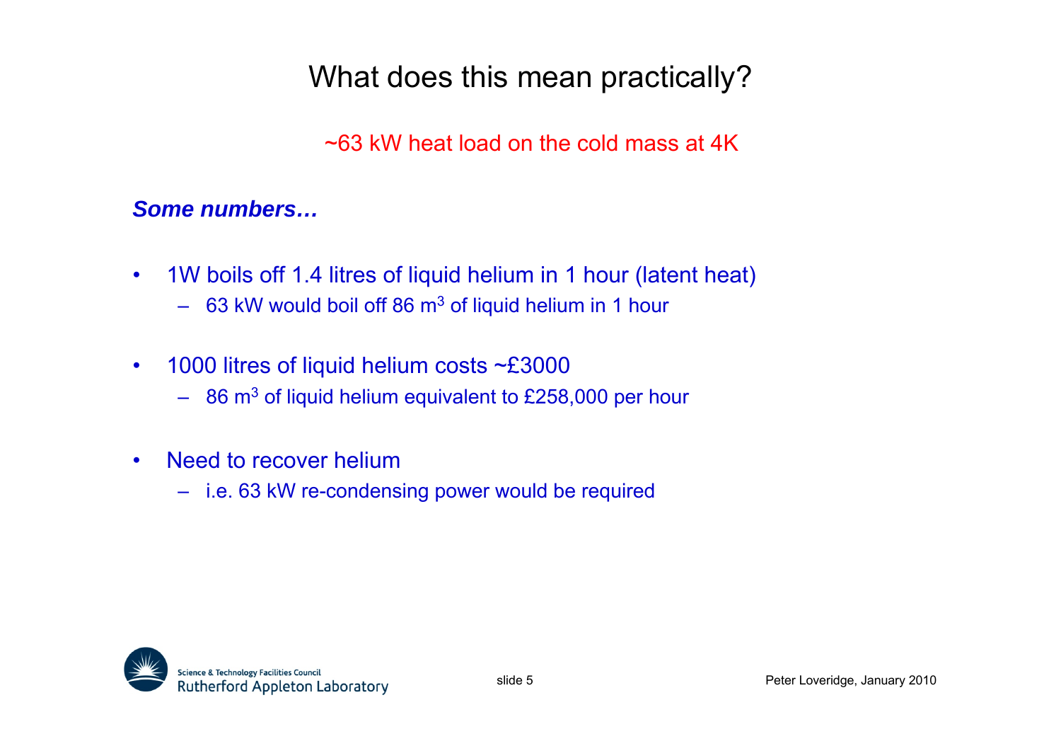# What does this mean practically?

~63 kW heat load on the cold mass at 4K

***Some numbers…***

- 1W boils off 1.4 litres of liquid helium in 1 hour (latent heat)
  - 63 kW would boil off 86 $m^3$ of liquid helium in 1 hour
- 1000 litres of liquid helium costs ~£3000
  - 86 $m^3$ of liquid helium equivalent to £258,000 per hour
- Need to recover helium
  - i.e. 63 kW re-condensing power would be required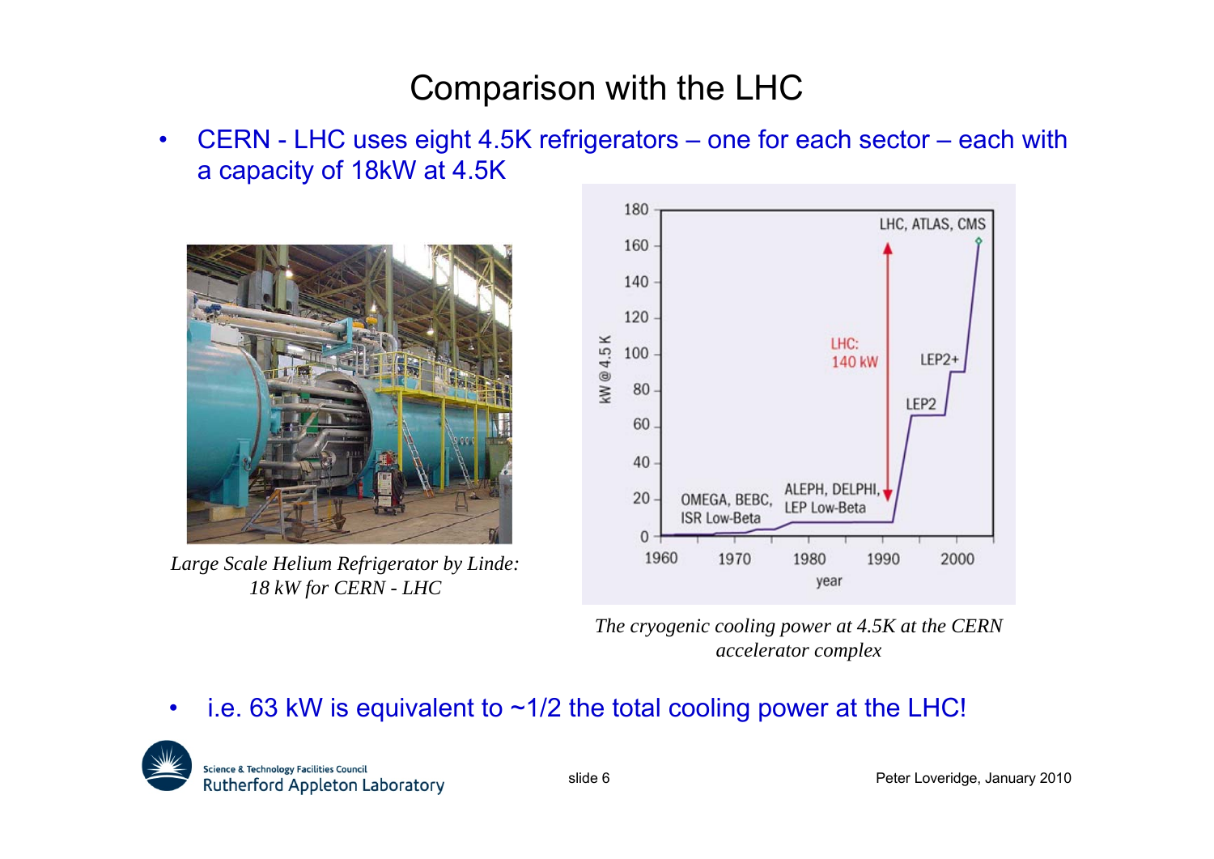# Comparison with the LHC

- CERN - LHC uses eight 4.5K refrigerators – one for each sector – each with a capacity of 18kW at 4.5K

*Large Scale Helium Refrigerator by Linde: 18 kW for CERN - LHC*

*The cryogenic cooling power at 4.5K at the CERN accelerator complex*

- i.e. 63 kW is equivalent to ~1/2 the total cooling power at the LHC!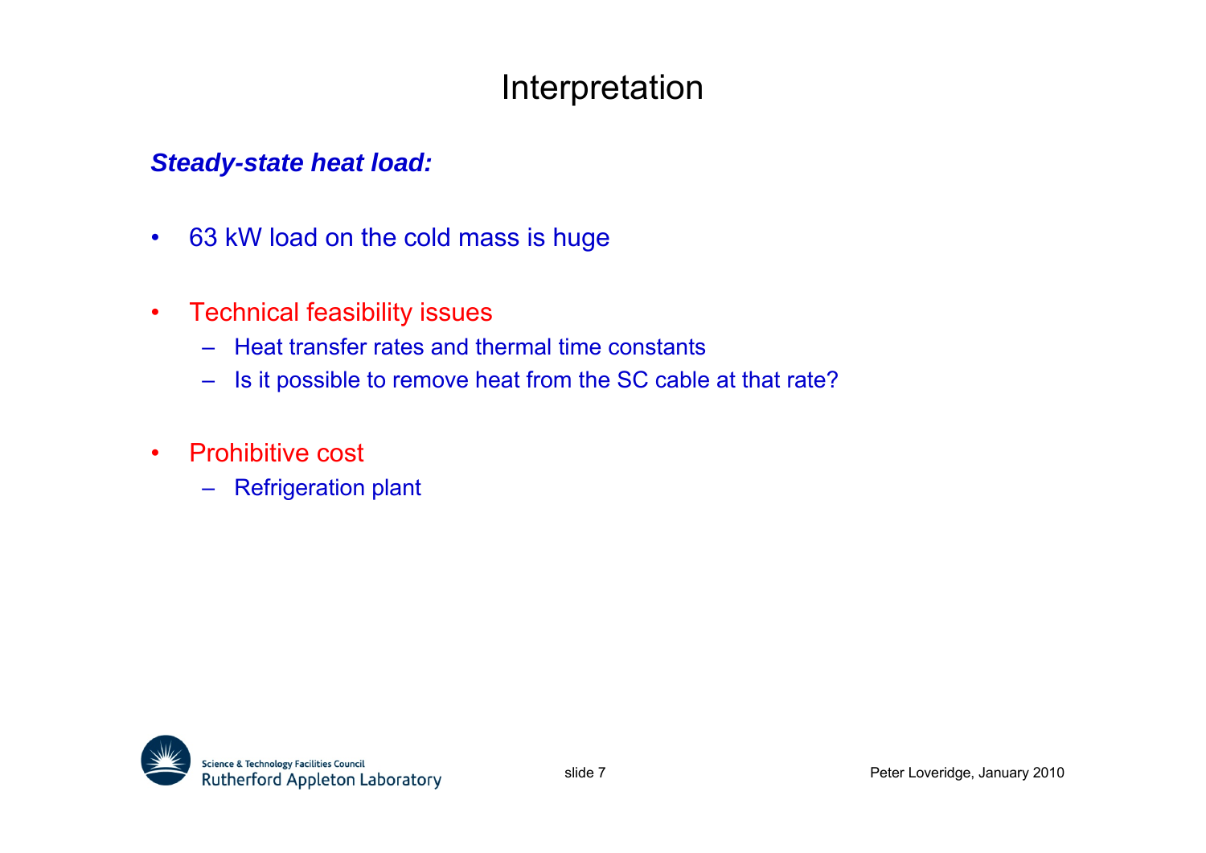# Interpretation

***Steady-state heat load:***

- 63 kW load on the cold mass is huge
- Technical feasibility issues
  - Heat transfer rates and thermal time constants
  - Is it possible to remove heat from the SC cable at that rate?
- Prohibitive cost
  - Refrigeration plant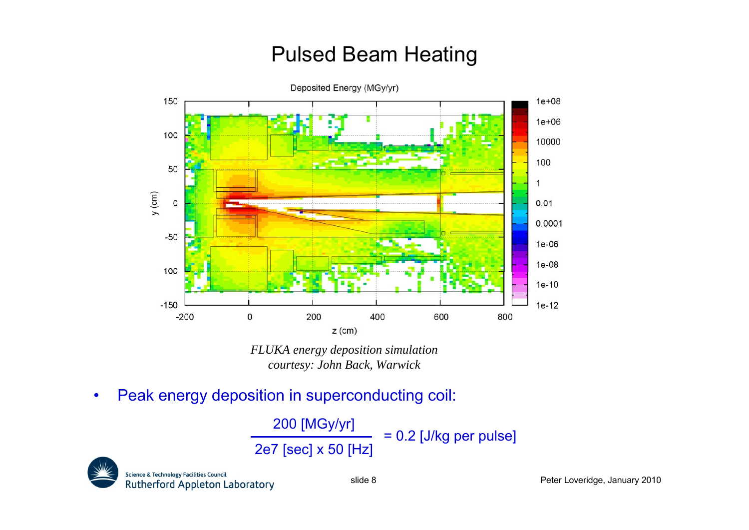# Pulsed Beam Heating

*FLUKA energy deposition simulation*
*courtesy: John Back, Warwick*

- Peak energy deposition in superconducting coil:

$$\frac{200\ [\text{MGy/yr}]}{2e7\ [\text{sec}] \times 50\ [\text{Hz}]} = 0.2\ [\text{J/kg per pulse}]$$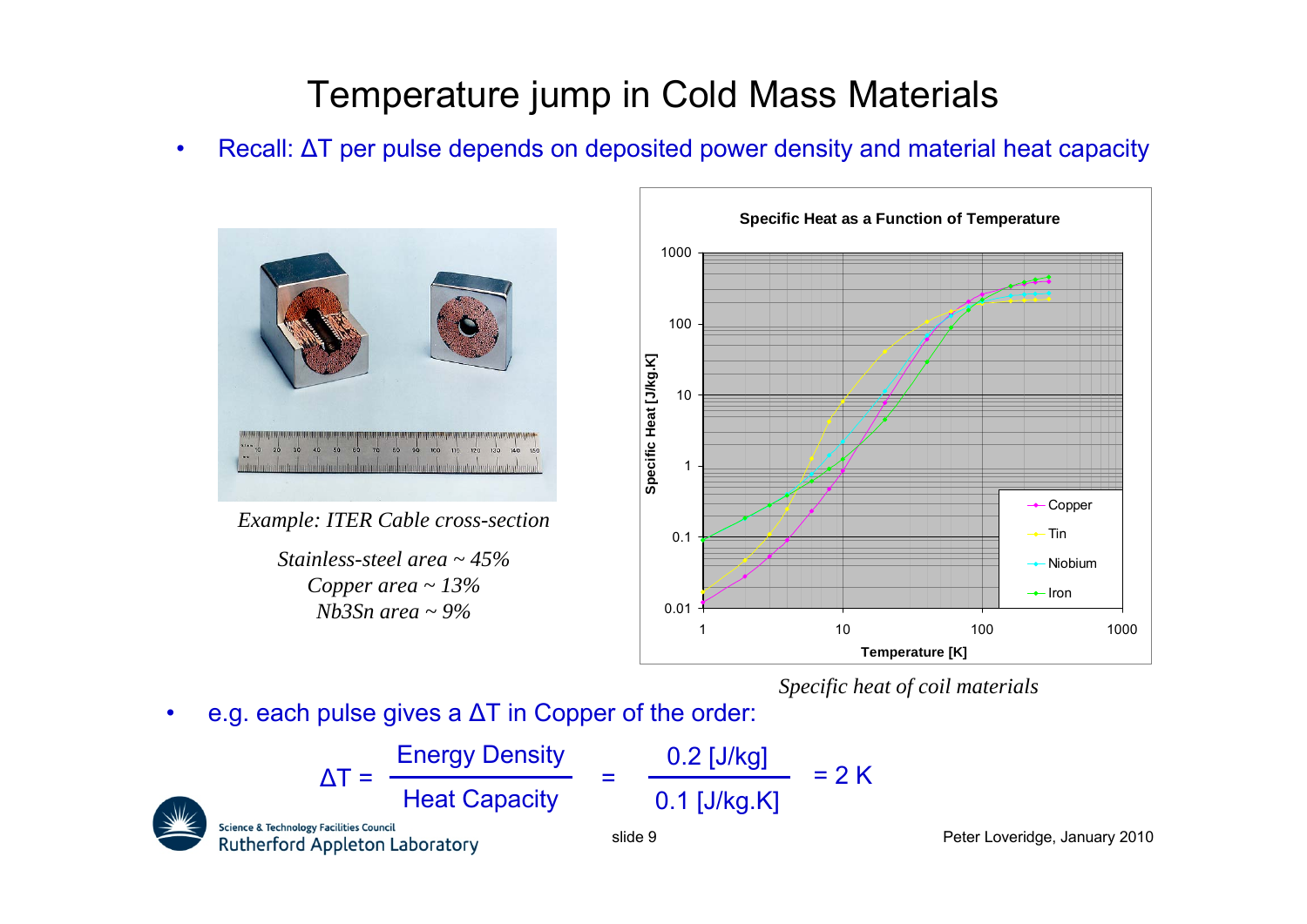# Temperature jump in Cold Mass Materials

- Recall: ΔT per pulse depends on deposited power density and material heat capacity

*Example: ITER Cable cross-section*

*Stainless-steel area ~ 45%*
*Copper area ~ 13%*
*Nb3Sn area ~ 9%*

*Specific heat of coil materials*

- e.g. each pulse gives a ΔT in Copper of the order:

$$\Delta T = \frac{\text{Energy Density}}{\text{Heat Capacity}} = \frac{0.2\ [\text{J/kg}]}{0.1\ [\text{J/kg.K}]} = 2\ \text{K}$$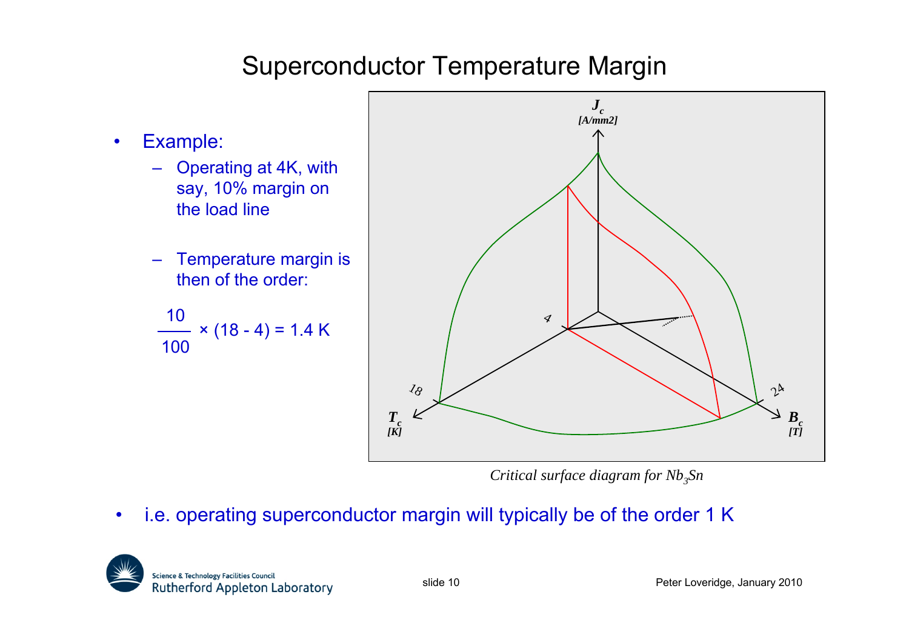# Superconductor Temperature Margin

- Example:
  - Operating at 4K, with say, 10% margin on the load line
  - Temperature margin is then of the order:

$$\frac{10}{100} \times (18 - 4) = 1.4 \text{ K}$$

*Critical surface diagram for $Nb_3Sn$*

- i.e. operating superconductor margin will typically be of the order 1 K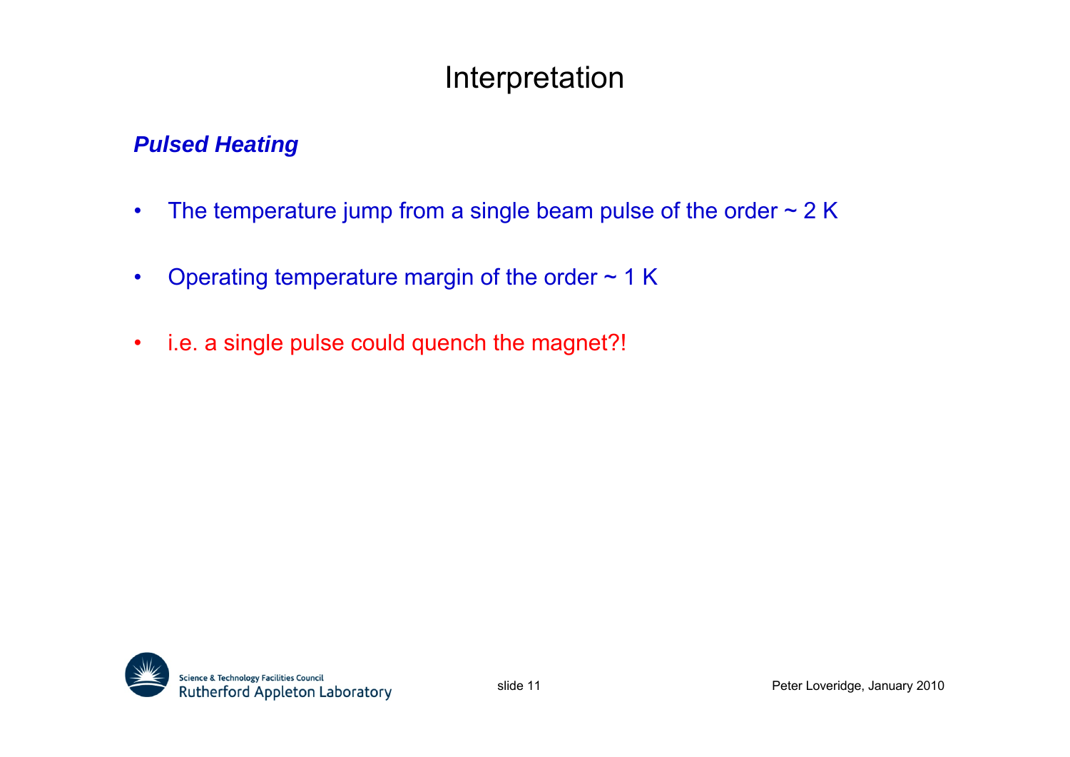# Interpretation

***Pulsed Heating***

- The temperature jump from a single beam pulse of the order ~ 2 K
- Operating temperature margin of the order ~ 1 K
- i.e. a single pulse could quench the magnet?!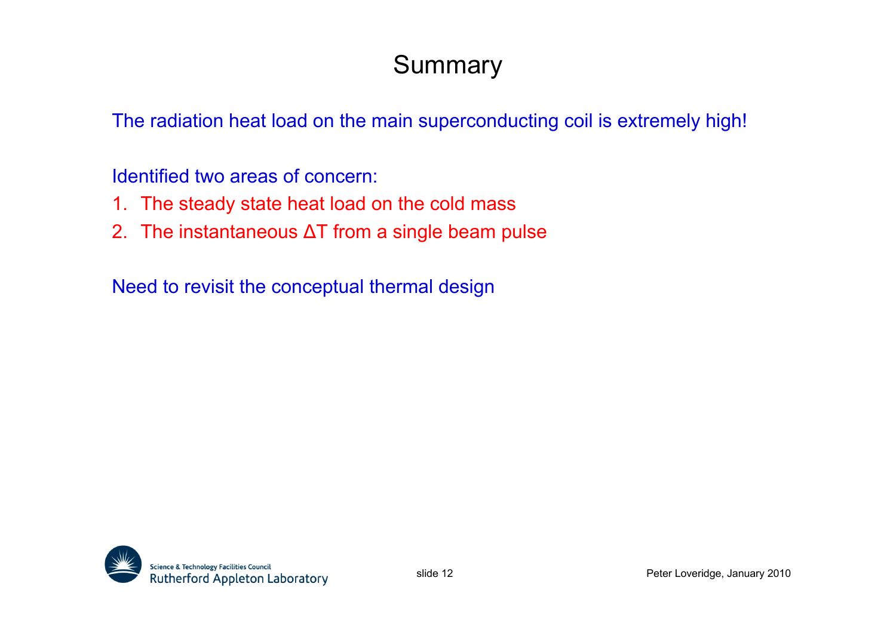# Summary

The radiation heat load on the main superconducting coil is extremely high!

Identified two areas of concern:

1. The steady state heat load on the cold mass
2. The instantaneous $\Delta T$ from a single beam pulse

Need to revisit the conceptual thermal design